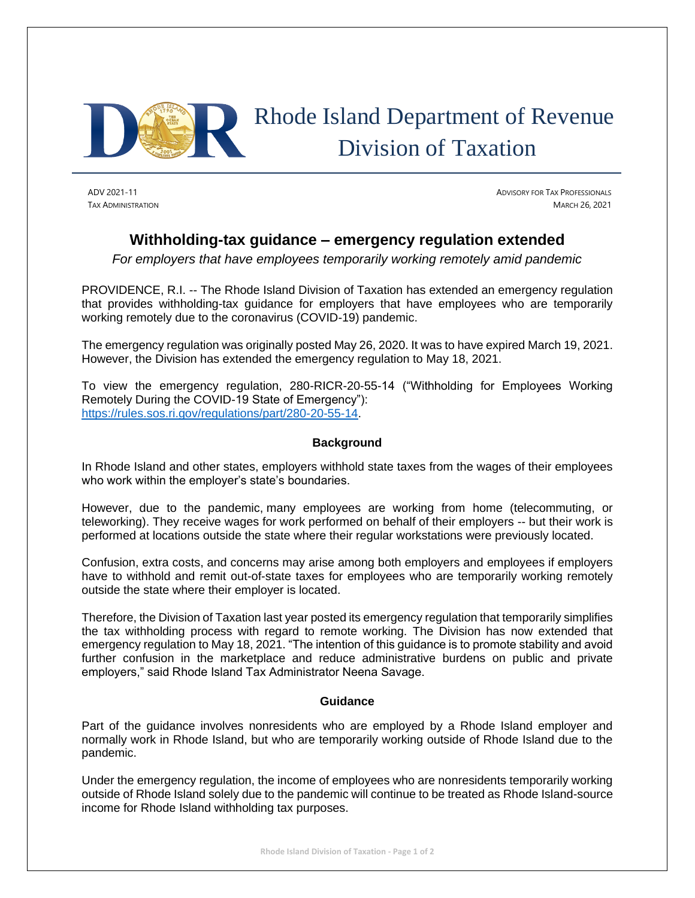# Rhode Island Department of Revenue
## Division of Taxation

ADV 2021-11
TAX ADMINISTRATION

ADVISORY FOR TAX PROFESSIONALS
MARCH 26, 2021

## Withholding-tax guidance – emergency regulation extended

*For employers that have employees temporarily working remotely amid pandemic*

PROVIDENCE, R.I. -- The Rhode Island Division of Taxation has extended an emergency regulation that provides withholding-tax guidance for employers that have employees who are temporarily working remotely due to the coronavirus (COVID-19) pandemic.

The emergency regulation was originally posted May 26, 2020. It was to have expired March 19, 2021. However, the Division has extended the emergency regulation to May 18, 2021.

To view the emergency regulation, 280-RICR-20-55-14 ("Withholding for Employees Working Remotely During the COVID-19 State of Emergency"): [https://rules.sos.ri.gov/regulations/part/280-20-55-14](https://rules.sos.ri.gov/regulations/part/280-20-55-14).

### Background

In Rhode Island and other states, employers withhold state taxes from the wages of their employees who work within the employer's state's boundaries.

However, due to the pandemic, many employees are working from home (telecommuting, or teleworking). They receive wages for work performed on behalf of their employers -- but their work is performed at locations outside the state where their regular workstations were previously located.

Confusion, extra costs, and concerns may arise among both employers and employees if employers have to withhold and remit out-of-state taxes for employees who are temporarily working remotely outside the state where their employer is located.

Therefore, the Division of Taxation last year posted its emergency regulation that temporarily simplifies the tax withholding process with regard to remote working. The Division has now extended that emergency regulation to May 18, 2021. "The intention of this guidance is to promote stability and avoid further confusion in the marketplace and reduce administrative burdens on public and private employers," said Rhode Island Tax Administrator Neena Savage.

### Guidance

Part of the guidance involves nonresidents who are employed by a Rhode Island employer and normally work in Rhode Island, but who are temporarily working outside of Rhode Island due to the pandemic.

Under the emergency regulation, the income of employees who are nonresidents temporarily working outside of Rhode Island solely due to the pandemic will continue to be treated as Rhode Island-source income for Rhode Island withholding tax purposes.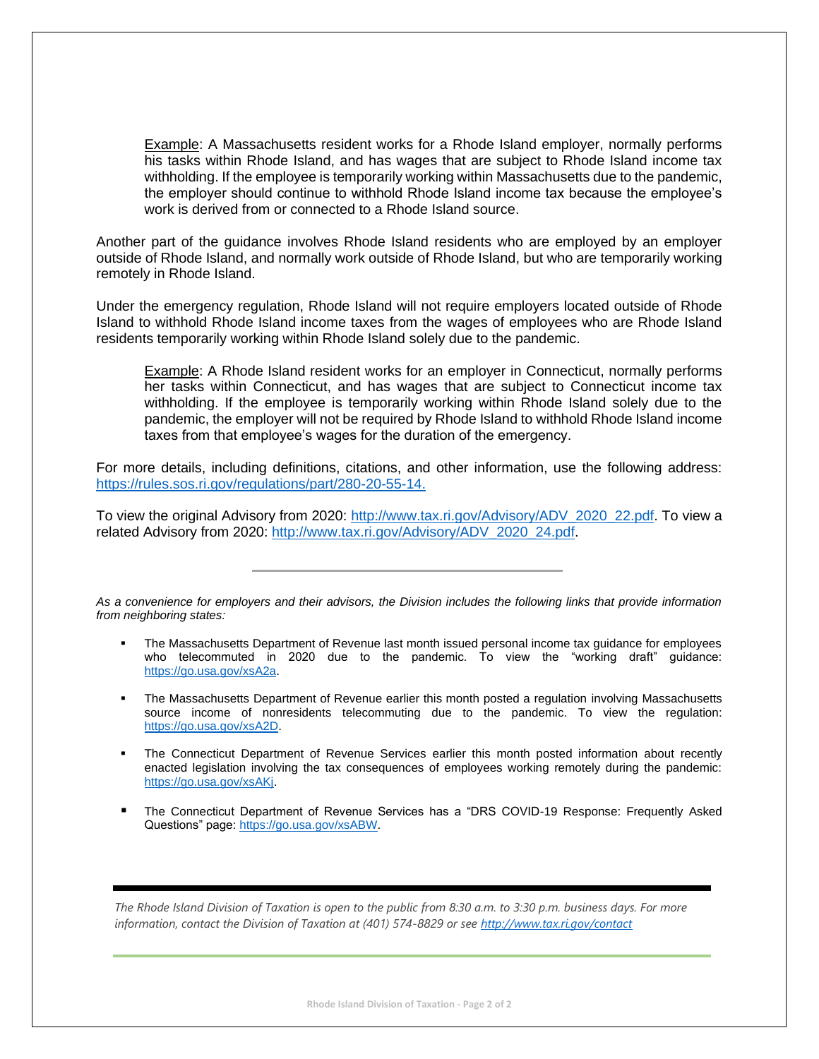Example: A Massachusetts resident works for a Rhode Island employer, normally performs his tasks within Rhode Island, and has wages that are subject to Rhode Island income tax withholding. If the employee is temporarily working within Massachusetts due to the pandemic, the employer should continue to withhold Rhode Island income tax because the employee's work is derived from or connected to a Rhode Island source.

Another part of the guidance involves Rhode Island residents who are employed by an employer outside of Rhode Island, and normally work outside of Rhode Island, but who are temporarily working remotely in Rhode Island.

Under the emergency regulation, Rhode Island will not require employers located outside of Rhode Island to withhold Rhode Island income taxes from the wages of employees who are Rhode Island residents temporarily working within Rhode Island solely due to the pandemic.

Example: A Rhode Island resident works for an employer in Connecticut, normally performs her tasks within Connecticut, and has wages that are subject to Connecticut income tax withholding. If the employee is temporarily working within Rhode Island solely due to the pandemic, the employer will not be required by Rhode Island to withhold Rhode Island income taxes from that employee's wages for the duration of the emergency.

For more details, including definitions, citations, and other information, use the following address: https://rules.sos.ri.gov/regulations/part/280-20-55-14.

To view the original Advisory from 2020: http://www.tax.ri.gov/Advisory/ADV_2020_22.pdf. To view a related Advisory from 2020: http://www.tax.ri.gov/Advisory/ADV_2020_24.pdf.

---

*As a convenience for employers and their advisors, the Division includes the following links that provide information from neighboring states:*

- The Massachusetts Department of Revenue last month issued personal income tax guidance for employees who telecommuted in 2020 due to the pandemic. To view the "working draft" guidance: https://go.usa.gov/xsA2a.
- The Massachusetts Department of Revenue earlier this month posted a regulation involving Massachusetts source income of nonresidents telecommuting due to the pandemic. To view the regulation: https://go.usa.gov/xsA2D.
- The Connecticut Department of Revenue Services earlier this month posted information about recently enacted legislation involving the tax consequences of employees working remotely during the pandemic: https://go.usa.gov/xsAKj.
- The Connecticut Department of Revenue Services has a "DRS COVID-19 Response: Frequently Asked Questions" page: https://go.usa.gov/xsABW.

---

*The Rhode Island Division of Taxation is open to the public from 8:30 a.m. to 3:30 p.m. business days. For more information, contact the Division of Taxation at (401) 574-8829 or see http://www.tax.ri.gov/contact*